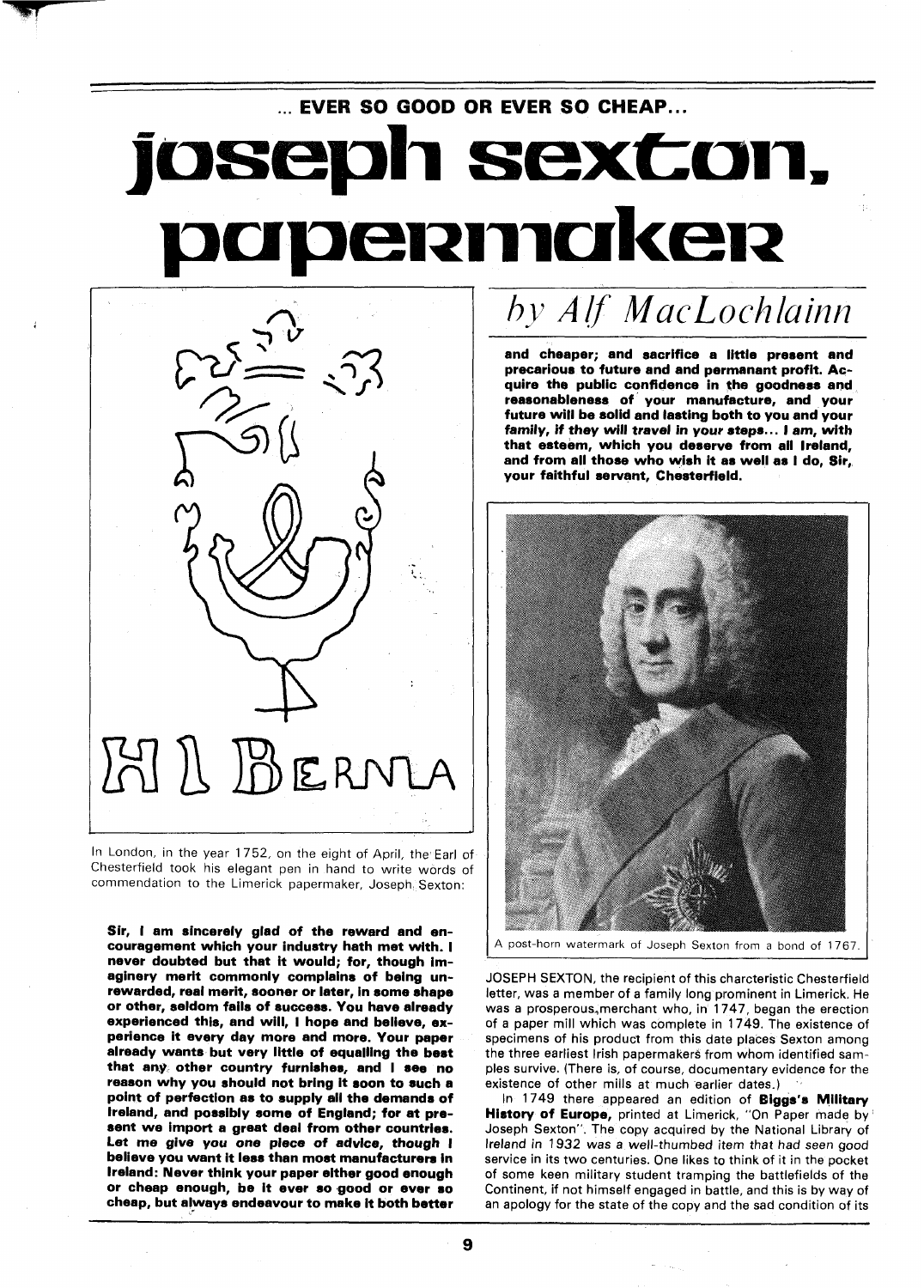... EVER SO GOOD OR EVER SO CHEAP...

# joseph sexton, papermaker

## *by Alf MacLochlainn*

In London, in the year 1752, on the eight of April, the Earl of Chesterfield took his elegant pen in hand to write words of commendation to the Limerick papermaker, Joseph Sexton:

> **Sir, I am sincerely glad of the reward and encouragement which your industry hath met with. I never doubted but that it would; for, though imaginery merit commonly complains of being unrewarded, real merit, sooner or later, in some shape or other, seldom fails of success. You have already experienced this, and will, I hope and believe, experience it every day more and more. Your paper already wants but very little of equalling the best that any other country furnishes, and I see no reason why you should not bring it soon to such a point of perfection as to supply all the demands of Ireland, and possibly some of England; for at present we import a great deal from other countries. Let me give you one piece of advice, though I believe you want it less than most manufacturers in Ireland: Never think your paper either good enough or cheap enough, be it ever so good or ever so cheap, but always endeavour to make it both better and cheaper; and sacrifice a little present and precarious to future and and permanant profit. Acquire the public confidence in the goodness and reasonableness of your manufacture, and your future will be solid and lasting both to you and your family, if they will travel in your steps... I am, with that esteem, which you deserve from all Ireland, and from all those who wish it as well as I do, Sir, your faithful servant, Chesterfield.**

A post-horn watermark of Joseph Sexton from a bond of 1767.

JOSEPH SEXTON, the recipient of this charcteristic Chesterfield letter, was a member of a family long prominent in Limerick. He was a prosperous merchant who, in 1747, began the erection of a paper mill which was complete in 1749. The existence of specimens of his product from this date places Sexton among the three earliest Irish papermakers from whom identified samples survive. (There is, of course, documentary evidence for the existence of other mills at much earlier dates.)

In 1749 there appeared an edition of **Biggs's Military History of Europe,** printed at Limerick, "On Paper made by Joseph Sexton". The copy acquired by the National Library of Ireland in 1932 was a well-thumbed item that had seen good service in its two centuries. One likes to think of it in the pocket of some keen military student tramping the battlefields of the Continent, if not himself engaged in battle, and this is by way of an apology for the state of the copy and the sad condition of its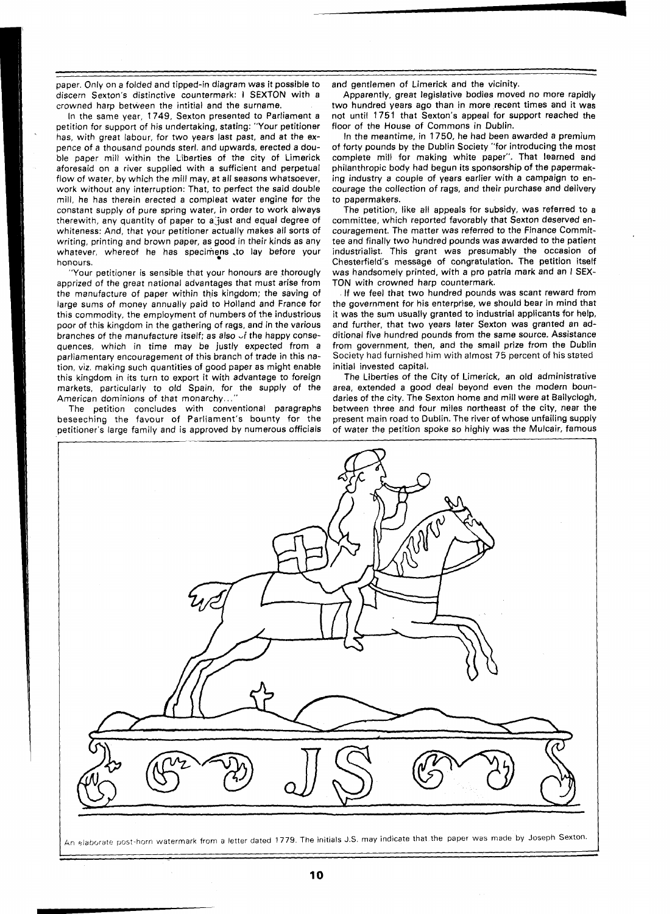paper. Only on a folded and tipped-in diagram was it possible to discern Sexton's distinctive countermark: I SEXTON with a crowned harp between the intitial and the surname.

In the same year, 1749, Sexton presented to Parliament a petition for support of his undertaking, stating: "Your petitioner has, with great labour, for two years last past, and at the expence of a thousand pounds sterl. and upwards, erected a double paper mill within the Liberties of the city of Limerick aforesaid on a river supplied with a sufficient and perpetual flow of water, by which the mill may, at all seasons whatsoever, work without any interruption: That, to perfect the said double mill, he has therein erected a compleat water engine for the constant supply of pure spring water, in order to work always therewith, any quantity of paper to a just and equal degree of whiteness: And, that your petitioner actually makes all sorts of writing, printing and brown paper, as good in their kinds as any whatever, whereof he has specimens to lay before your honours.

"Your petitioner is sensible that your honours are thoroughly apprized of the great national advantages that must arise from the manufacture of paper within this kingdom; the saving of large sums of money annually paid to Holland and France for this commodity, the employment of numbers of the industrious poor of this kingdom in the gathering of rags, and in the various branches of the manufacture itself; as also of the happy consequences, which in time may be justly expected from a parliamentary encouragement of this branch of trade in this nation, viz. making such quantities of good paper as might enable this kingdom in its turn to export it with advantage to foreign markets, particularly to old Spain, for the supply of the American dominions of that monarchy..."

The petition concludes with conventional paragraphs beseeching the favour of Parliament's bounty for the petitioner's large family and is approved by numerous officials and gentlemen of Limerick and the vicinity.

Apparently, great legislative bodies moved no more rapidly two hundred years ago than in more recent times and it was not until 1751 that Sexton's appeal for support reached the floor of the House of Commons in Dublin.

In the meantime, in 1750, he had been awarded a premium of forty pounds by the Dublin Society "for introducing the most complete mill for making white paper". That learned and philanthropic body had begun its sponsorship of the papermaking industry a couple of years earlier with a campaign to encourage the collection of rags, and their purchase and delivery to papermakers.

The petition, like all appeals for subsidy, was referred to a committee, which reported favorably that Sexton deserved encouragement. The matter was referred to the Finance Committee and finally two hundred pounds was awarded to the patient industrialist. This grant was presumably the occasion of Chesterfield's message of congratulation. The petition itself was handsomely printed, with a pro patria mark and an I SEXTON with crowned harp countermark.

If we feel that two hundred pounds was scant reward from the government for his enterprise, we should bear in mind that it was the sum usually granted to industrial applicants for help, and further, that two years later Sexton was granted an additional five hundred pounds from the same source. Assistance from government, then, and the small prize from the Dublin Society had furnished him with almost 75 percent of his stated initial invested capital.

The Liberties of the City of Limerick, an old administrative area, extended a good deal beyond even the modern boundaries of the city. The Sexton home and mill were at Ballyclogh, between three and four miles northeast of the city, near the present main road to Dublin. The river of whose unfailing supply of water the petition spoke so highly was the Mulcair, famous

An elaborate post-horn watermark from a letter dated 1779. The initials J.S. may indicate that the paper was made by Joseph Sexton.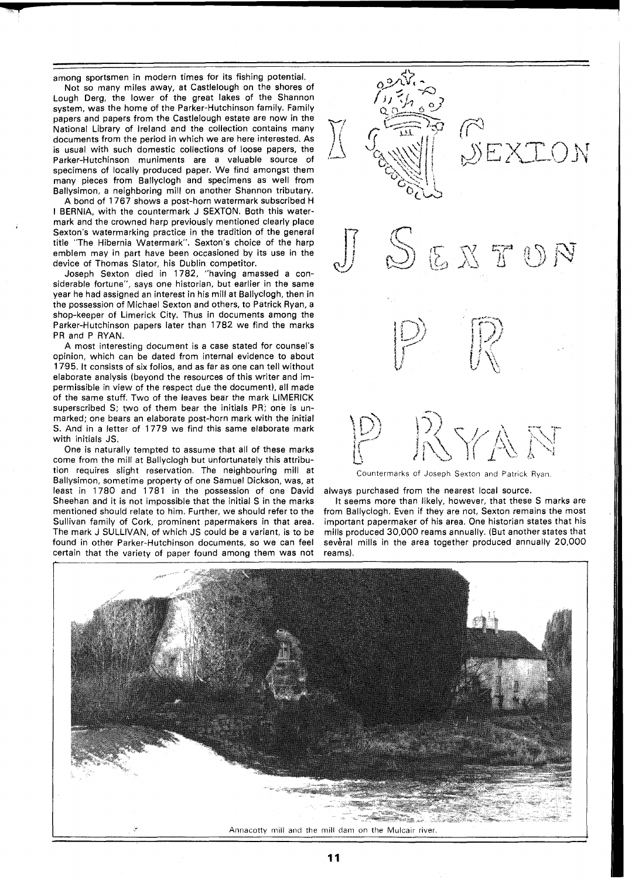among sportsmen in modern times for its fishing potential.

Not so many miles away, at Castlelough on the shores of Lough Derg, the lower of the great lakes of the Shannon system, was the home of the Parker-Hutchinson family. Family papers and papers from the Castlelough estate are now in the National Library of Ireland and the collection contains many documents from the period in which we are here interested. As is usual with such domestic collections of loose papers, the Parker-Hutchinson muniments are a valuable source of specimens of locally produced paper. We find amongst them many pieces from Ballyclogh and specimens as well from Ballysimon, a neighboring mill on another Shannon tributary.

A bond of 1767 shows a post-horn watermark subscribed H I BERNIA, with the countermark J SEXTON. Both this watermark and the crowned harp previously mentioned clearly place Sexton's watermarking practice in the tradition of the general title "The Hibernia Watermark". Sexton's choice of the harp emblem may in part have been occasioned by its use in the device of Thomas Slator, his Dublin competitor.

Joseph Sexton died in 1782, "having amassed a considerable fortune", says one historian, but earlier in the same year he had assigned an interest in his mill at Ballyclogh, then in the possession of Michael Sexton and others, to Patrick Ryan, a shop-keeper of Limerick City. Thus in documents among the Parker-Hutchinson papers later than 1782 we find the marks PR and P RYAN.

A most interesting document is a case stated for counsel's opinion, which can be dated from internal evidence to about 1795. It consists of six folios, and as far as one can tell without elaborate analysis (beyond the resources of this writer and impermissible in view of the respect due the document), all made of the same stuff. Two of the leaves bear the mark LIMERICK superscribed S; two of them bear the initials PR; one is unmarked; one bears an elaborate post-horn mark with the initial S. And in a letter of 1779 we find this same elaborate mark with initials JS.

One is naturally tempted to assume that all of these marks come from the mill at Ballyclogh but unfortunately this attribution requires slight reservation. The neighbouring mill at Ballysimon, sometime property of one Samuel Dickson, was, at least in 1780 and 1781 in the possession of one David Sheehan and it is not impossible that the initial S in the marks mentioned should relate to him. Further, we should refer to the Sullivan family of Cork, prominent papermakers in that area. The mark J SULLIVAN, of which JS could be a variant, is to be found in other Parker-Hutchinson documents, so we can feel certain that the variety of paper found among them was not always purchased from the nearest local source.

It seems more than likely, however, that these S marks are from Ballyclogh. Even if they are not, Sexton remains the most important papermaker of his area. One historian states that his mills produced 30,000 reams annually. (But another states that several mills in the area together produced annually 20,000 reams).

Countermarks of Joseph Sexton and Patrick Ryan.

Annacotty mill and the mill dam on the Mulcair river.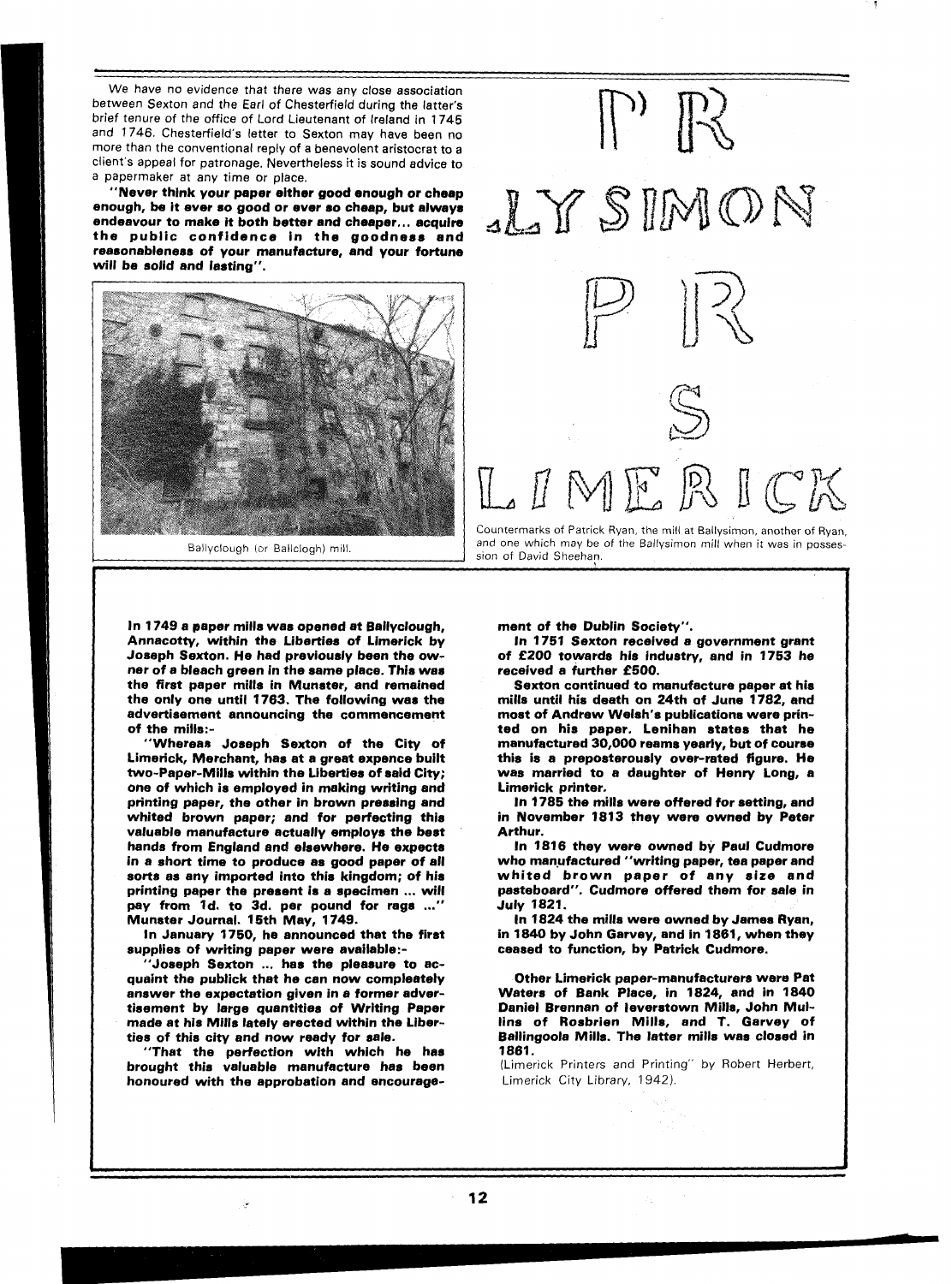We have no evidence that there was any close association between Sexton and the Earl of Chesterfield during the latter's brief tenure of the office of Lord Lieutenant of Ireland in 1745 and 1746. Chesterfield's letter to Sexton may have been no more than the conventional reply of a benevolent aristocrat to a client's appeal for patronage. Nevertheless it is sound advice to a papermaker at any time or place.

**"Never think your paper either good enough or cheap enough, be it ever so good or ever so cheap, but always endeavour to make it both better and cheaper... acquire the public confidence in the goodness and reasonableness of your manufacture, and your fortune will be solid and lasting".**

Ballyclough (or Ballclogh) mill.

Countermarks of Patrick Ryan, the mill at Ballysimon, another of Ryan, and one which may be of the Ballysimon mill when it was in possession of David Sheehan.

**In 1749 a paper mills was opened at Ballyclough, Annacotty, within the Liberties of Limerick by Joseph Sexton. He had previously been the owner of a bleach green in the same place. This was the first paper mills in Munster, and remained the only one until 1763. The following was the advertisement announcing the commencement of the mills:-**

**"Whereas Joseph Sexton of the City of Limerick, Merchant, has at a great expence built two-Paper-Mills within the Liberties of said City; one of which is employed in making writing and printing paper, the other in brown pressing and whited brown paper; and for perfecting this valuable manufacture actually employs the best hands from England and elsewhere. He expects in a short time to produce as good paper of all sorts as any imported into this kingdom; of his printing paper the present is a specimen ... will pay from 1d. to 3d. per pound for rags ..." Munster Journal. 15th May, 1749.**

**In January 1750, he announced that the first supplies of writing paper were available:-**

**"Joseph Sexton ... has the pleasure to acquaint the publick that he can now compleatly answer the expectation given in a former advertisement by large quantities of Writing Paper made at his Mills lately erected within the Liberties of this city and now ready for sale.**

**"That the perfection with which he has brought this valuable manufacture has been honoured with the approbation and encouragement of the Dublin Society".**

**In 1751 Sexton received a government grant of £200 towards his industry, and in 1753 he received a further £500.**

**Sexton continued to manufacture paper at his mills until his death on 24th of June 1782, and most of Andrew Welsh's publications were printed on his paper. Lenihan states that he manufactured 30,000 reams yearly, but of course this is a preposterously over-rated figure. He was married to a daughter of Henry Long, a Limerick printer.**

**In 1785 the mills were offered for setting, and in November 1813 they were owned by Peter Arthur.**

**In 1816 they were owned by Paul Cudmore who manufactured "writing paper, tea paper and whited brown paper of any size and pasteboard". Cudmore offered them for sale in July 1821.**

**In 1824 the mills were owned by James Ryan, in 1840 by John Garvey, and in 1861, when they ceased to function, by Patrick Cudmore.**

**Other Limerick paper-manufacturers were Pat Waters of Bank Place, in 1824, and in 1840 Daniel Brennan of Ieverstown Mills, John Mullins of Rosbrien Mills, and T. Garvey of Ballingoola Mills. The latter mills was closed in 1861.**

(Limerick Printers and Printing" by Robert Herbert, Limerick City Library, 1942).